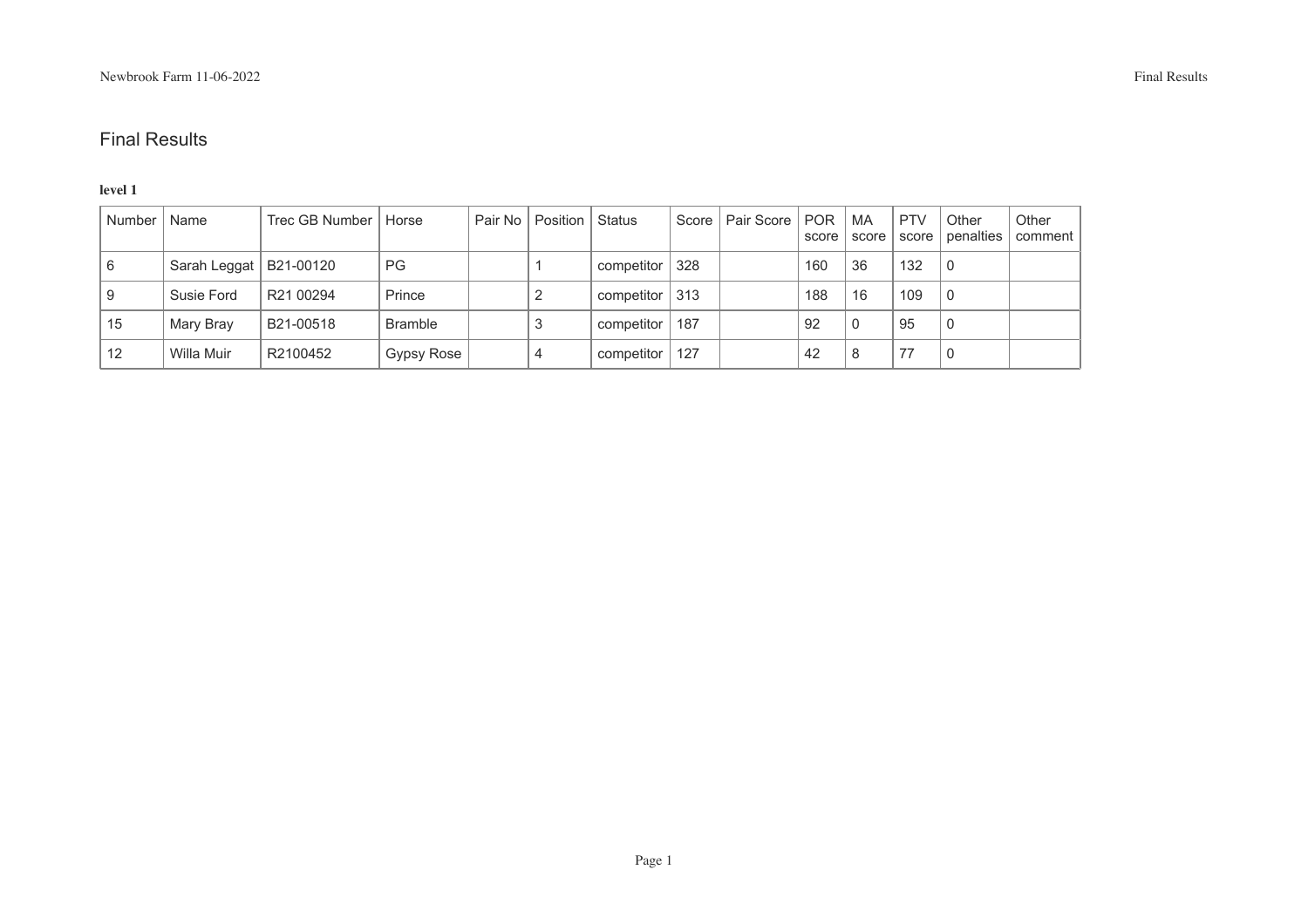# Final Results

**level 1**

| Number | Name | Trec GB Number | Horse | Pair No | Position | Status | Score | Pair Score | POR score | MA score | PTV score | Other penalties | Other comment |
|---|---|---|---|---|---|---|---|---|---|---|---|---|---|
| 6 | Sarah Leggat | B21-00120 | PG | | 1 | competitor | 328 | | 160 | 36 | 132 | 0 | |
| 9 | Susie Ford | R21 00294 | Prince | | 2 | competitor | 313 | | 188 | 16 | 109 | 0 | |
| 15 | Mary Bray | B21-00518 | Bramble | | 3 | competitor | 187 | | 92 | 0 | 95 | 0 | |
| 12 | Willa Muir | R2100452 | Gypsy Rose | | 4 | competitor | 127 | | 42 | 8 | 77 | 0 | |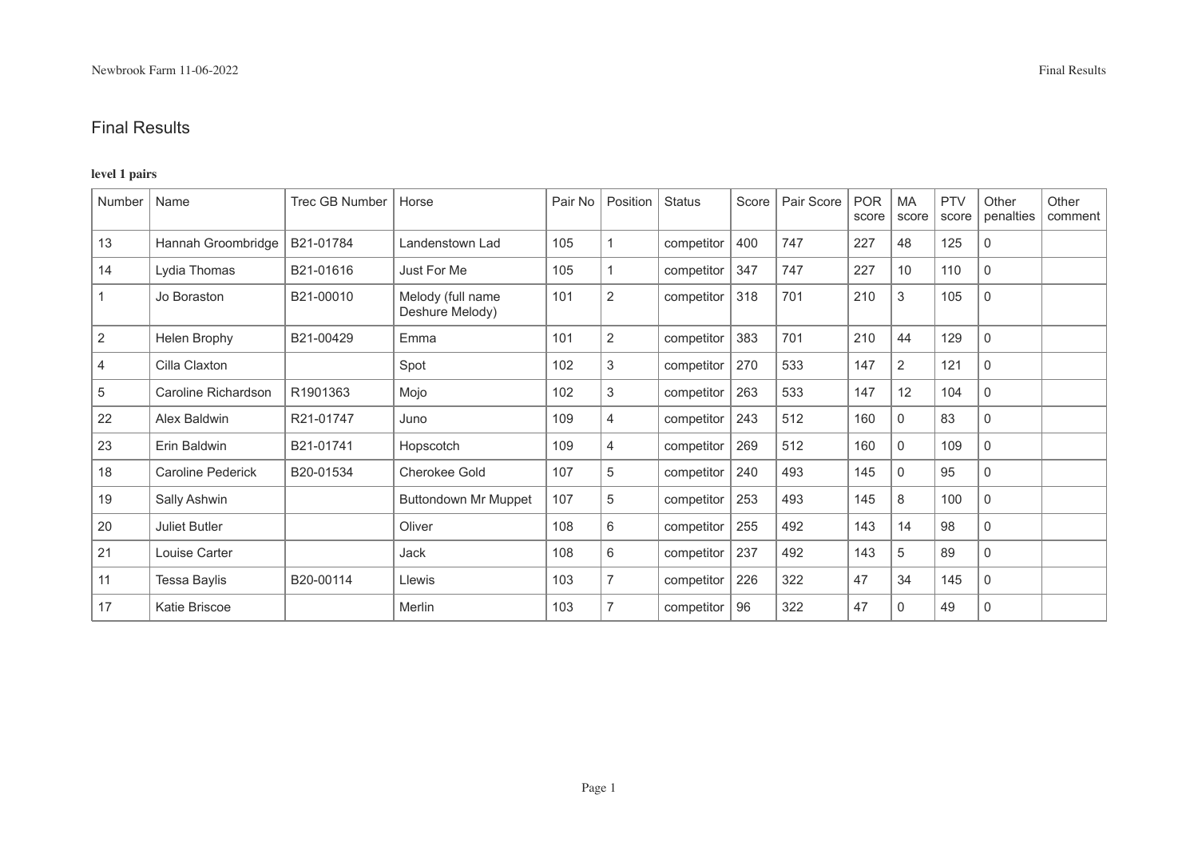# Final Results

**level 1 pairs**

| Number | Name | Trec GB Number | Horse | Pair No | Position | Status | Score | Pair Score | POR score | MA score | PTV score | Other penalties | Other comment |
|---|---|---|---|---|---|---|---|---|---|---|---|---|---|
| 13 | Hannah Groombridge | B21-01784 | Landenstown Lad | 105 | 1 | competitor | 400 | 747 | 227 | 48 | 125 | 0 | |
| 14 | Lydia Thomas | B21-01616 | Just For Me | 105 | 1 | competitor | 347 | 747 | 227 | 10 | 110 | 0 | |
| 1 | Jo Boraston | B21-00010 | Melody (full name Deshure Melody) | 101 | 2 | competitor | 318 | 701 | 210 | 3 | 105 | 0 | |
| 2 | Helen Brophy | B21-00429 | Emma | 101 | 2 | competitor | 383 | 701 | 210 | 44 | 129 | 0 | |
| 4 | Cilla Claxton | | Spot | 102 | 3 | competitor | 270 | 533 | 147 | 2 | 121 | 0 | |
| 5 | Caroline Richardson | R1901363 | Mojo | 102 | 3 | competitor | 263 | 533 | 147 | 12 | 104 | 0 | |
| 22 | Alex Baldwin | R21-01747 | Juno | 109 | 4 | competitor | 243 | 512 | 160 | 0 | 83 | 0 | |
| 23 | Erin Baldwin | B21-01741 | Hopscotch | 109 | 4 | competitor | 269 | 512 | 160 | 0 | 109 | 0 | |
| 18 | Caroline Pederick | B20-01534 | Cherokee Gold | 107 | 5 | competitor | 240 | 493 | 145 | 0 | 95 | 0 | |
| 19 | Sally Ashwin | | Buttondown Mr Muppet | 107 | 5 | competitor | 253 | 493 | 145 | 8 | 100 | 0 | |
| 20 | Juliet Butler | | Oliver | 108 | 6 | competitor | 255 | 492 | 143 | 14 | 98 | 0 | |
| 21 | Louise Carter | | Jack | 108 | 6 | competitor | 237 | 492 | 143 | 5 | 89 | 0 | |
| 11 | Tessa Baylis | B20-00114 | Llewis | 103 | 7 | competitor | 226 | 322 | 47 | 34 | 145 | 0 | |
| 17 | Katie Briscoe | | Merlin | 103 | 7 | competitor | 96 | 322 | 47 | 0 | 49 | 0 | |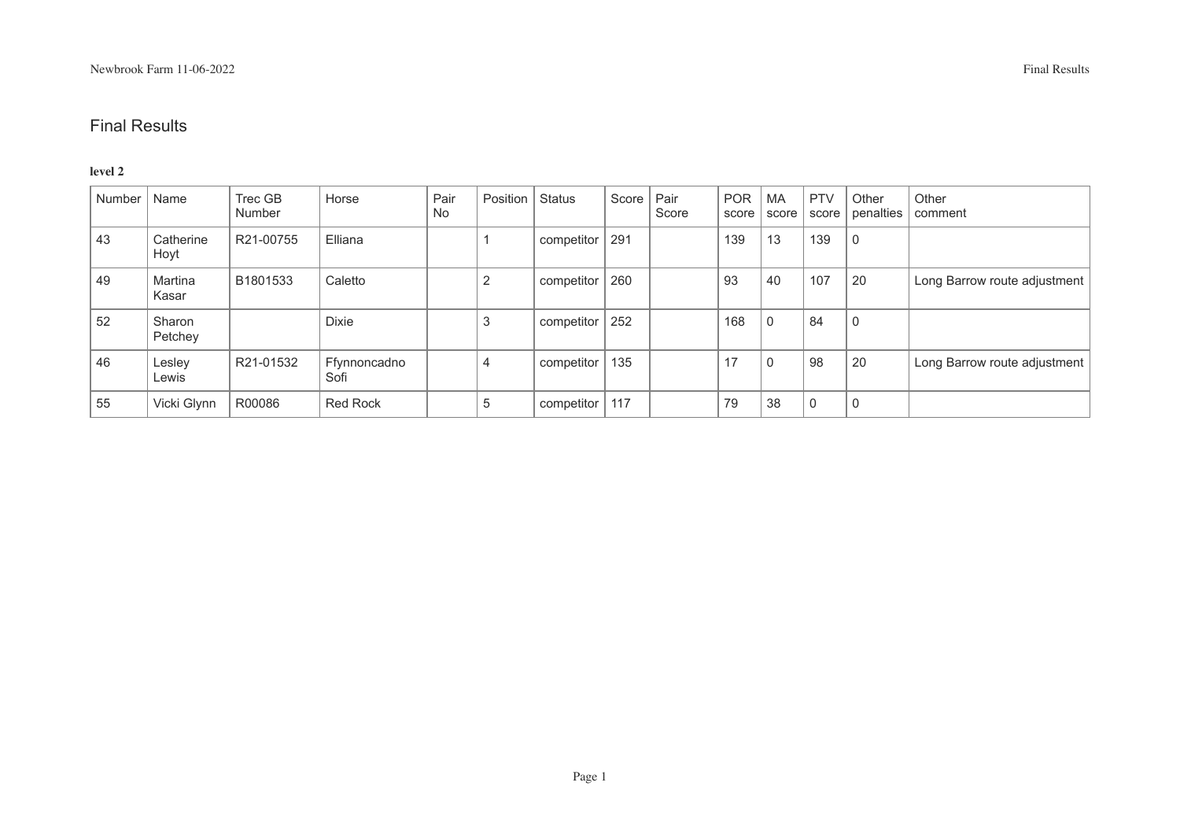# Final Results

**level 2**

| Number | Name | Trec GB Number | Horse | Pair No | Position | Status | Score | Pair Score | POR score | MA score | PTV score | Other penalties | Other comment |
|---|---|---|---|---|---|---|---|---|---|---|---|---|---|
| 43 | Catherine Hoyt | R21-00755 | Elliana | | 1 | competitor | 291 | | 139 | 13 | 139 | 0 | |
| 49 | Martina Kasar | B1801533 | Caletto | | 2 | competitor | 260 | | 93 | 40 | 107 | 20 | Long Barrow route adjustment |
| 52 | Sharon Petchey | | Dixie | | 3 | competitor | 252 | | 168 | 0 | 84 | 0 | |
| 46 | Lesley Lewis | R21-01532 | Ffynnoncadno Sofi | | 4 | competitor | 135 | | 17 | 0 | 98 | 20 | Long Barrow route adjustment |
| 55 | Vicki Glynn | R00086 | Red Rock | | 5 | competitor | 117 | | 79 | 38 | 0 | 0 | |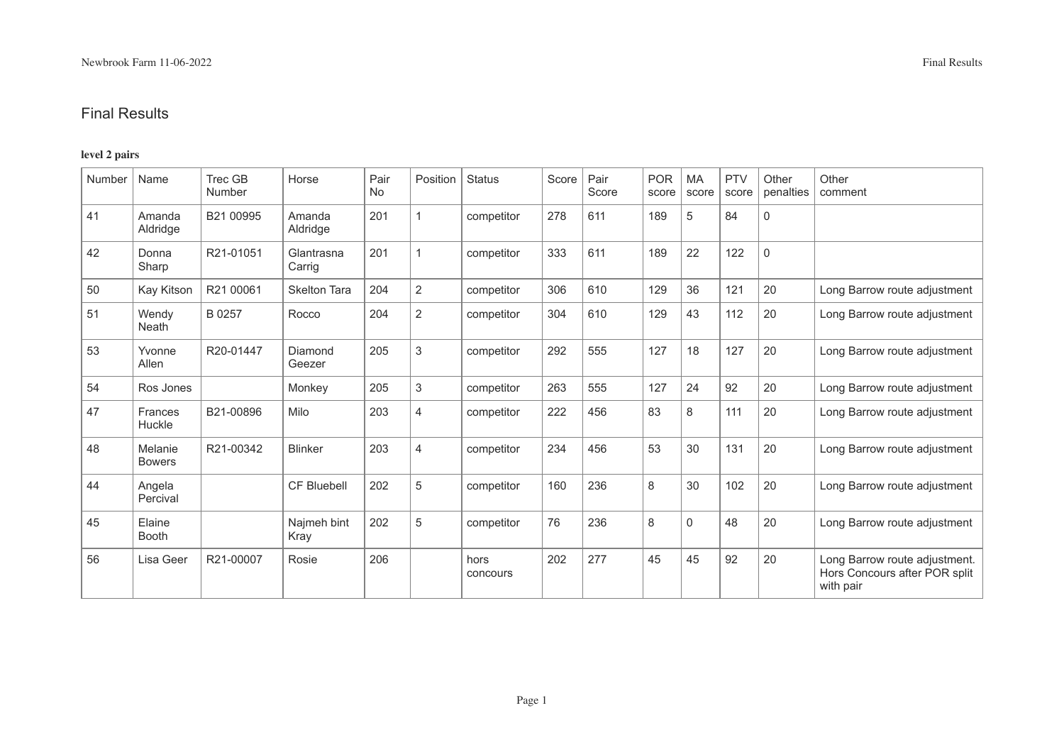# Final Results

**level 2 pairs**

| Number | Name | Trec GB Number | Horse | Pair No | Position | Status | Score | Pair Score | POR score | MA score | PTV score | Other penalties | Other comment |
|---|---|---|---|---|---|---|---|---|---|---|---|---|---|
| 41 | Amanda Aldridge | B21 00995 | Amanda Aldridge | 201 | 1 | competitor | 278 | 611 | 189 | 5 | 84 | 0 | |
| 42 | Donna Sharp | R21-01051 | Glantrasna Carrig | 201 | 1 | competitor | 333 | 611 | 189 | 22 | 122 | 0 | |
| 50 | Kay Kitson | R21 00061 | Skelton Tara | 204 | 2 | competitor | 306 | 610 | 129 | 36 | 121 | 20 | Long Barrow route adjustment |
| 51 | Wendy Neath | B 0257 | Rocco | 204 | 2 | competitor | 304 | 610 | 129 | 43 | 112 | 20 | Long Barrow route adjustment |
| 53 | Yvonne Allen | R20-01447 | Diamond Geezer | 205 | 3 | competitor | 292 | 555 | 127 | 18 | 127 | 20 | Long Barrow route adjustment |
| 54 | Ros Jones | | Monkey | 205 | 3 | competitor | 263 | 555 | 127 | 24 | 92 | 20 | Long Barrow route adjustment |
| 47 | Frances Huckle | B21-00896 | Milo | 203 | 4 | competitor | 222 | 456 | 83 | 8 | 111 | 20 | Long Barrow route adjustment |
| 48 | Melanie Bowers | R21-00342 | Blinker | 203 | 4 | competitor | 234 | 456 | 53 | 30 | 131 | 20 | Long Barrow route adjustment |
| 44 | Angela Percival | | CF Bluebell | 202 | 5 | competitor | 160 | 236 | 8 | 30 | 102 | 20 | Long Barrow route adjustment |
| 45 | Elaine Booth | | Najmeh bint Kray | 202 | 5 | competitor | 76 | 236 | 8 | 0 | 48 | 20 | Long Barrow route adjustment |
| 56 | Lisa Geer | R21-00007 | Rosie | 206 | | hors concours | 202 | 277 | 45 | 45 | 92 | 20 | Long Barrow route adjustment. Hors Concours after POR split with pair |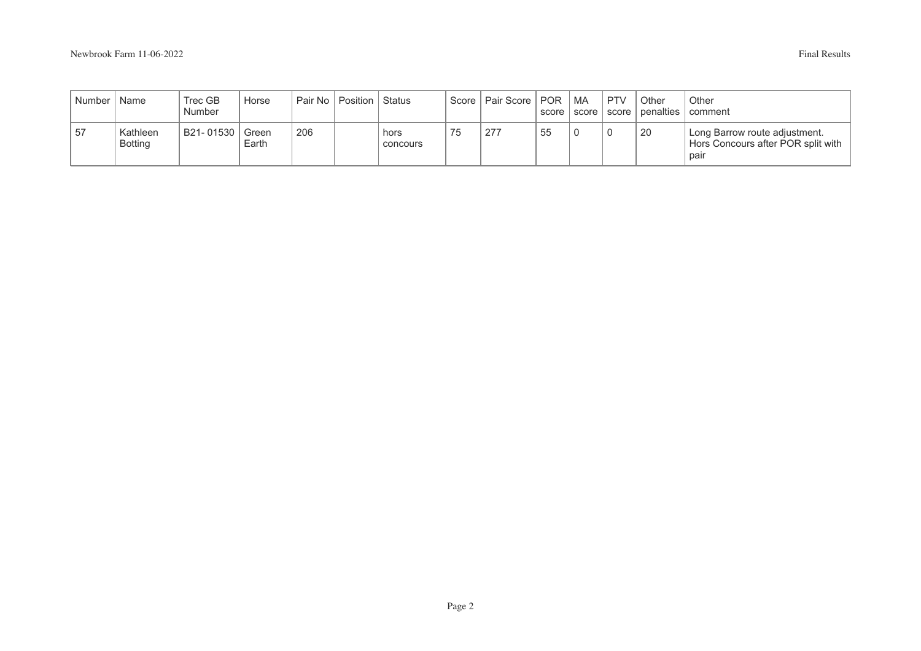| Number | Name | Trec GB Number | Horse | Pair No | Position | Status | Score | Pair Score | POR score | MA score | PTV score | Other penalties | Other comment |
|---|---|---|---|---|---|---|---|---|---|---|---|---|---|
| 57 | Kathleen Botting | B21- 01530 | Green Earth | 206 | | hors concours | 75 | 277 | 55 | 0 | 0 | 20 | Long Barrow route adjustment. Hors Concours after POR split with pair |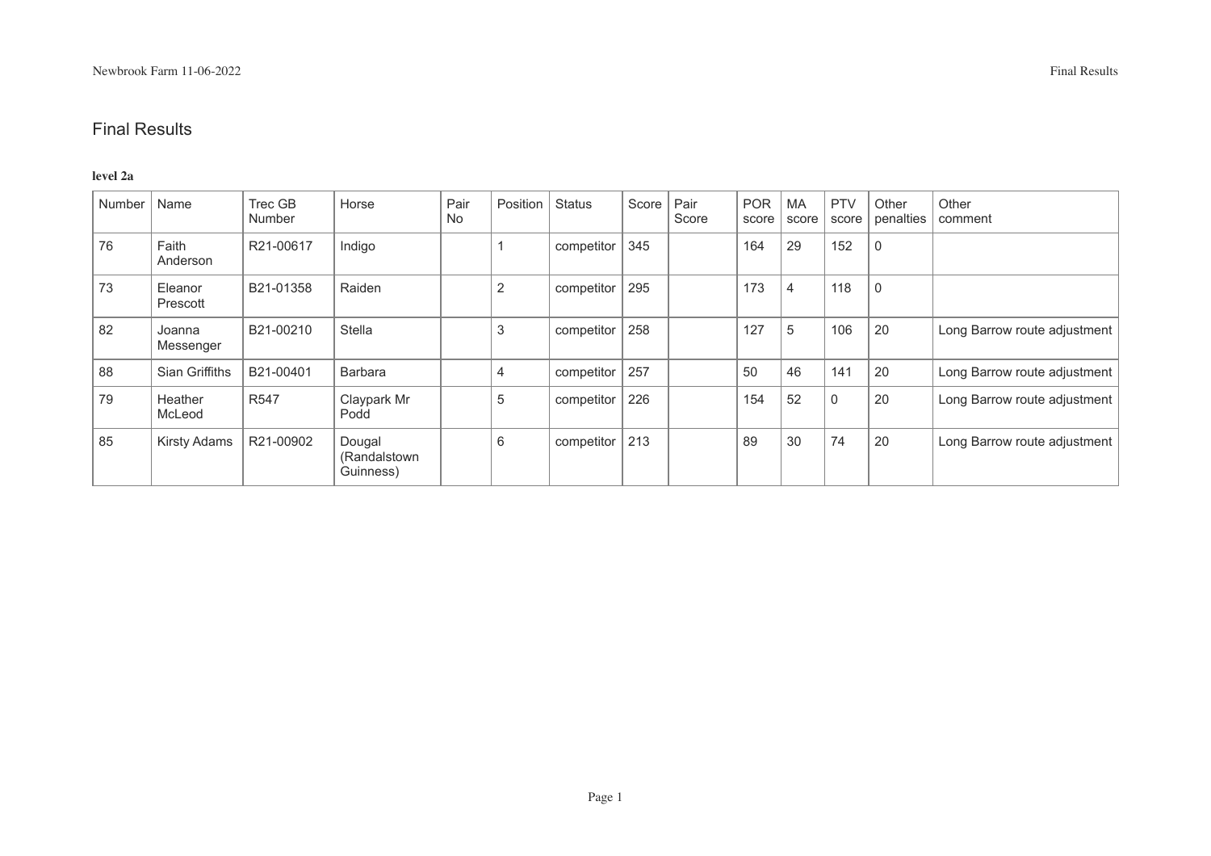## Final Results

**level 2a**

| Number | Name | Trec GB Number | Horse | Pair No | Position | Status | Score | Pair Score | POR score | MA score | PTV score | Other penalties | Other comment |
|---|---|---|---|---|---|---|---|---|---|---|---|---|---|
| 76 | Faith Anderson | R21-00617 | Indigo | | 1 | competitor | 345 | | 164 | 29 | 152 | 0 | |
| 73 | Eleanor Prescott | B21-01358 | Raiden | | 2 | competitor | 295 | | 173 | 4 | 118 | 0 | |
| 82 | Joanna Messenger | B21-00210 | Stella | | 3 | competitor | 258 | | 127 | 5 | 106 | 20 | Long Barrow route adjustment |
| 88 | Sian Griffiths | B21-00401 | Barbara | | 4 | competitor | 257 | | 50 | 46 | 141 | 20 | Long Barrow route adjustment |
| 79 | Heather McLeod | R547 | Claypark Mr Podd | | 5 | competitor | 226 | | 154 | 52 | 0 | 20 | Long Barrow route adjustment |
| 85 | Kirsty Adams | R21-00902 | Dougal (Randalstown Guinness) | | 6 | competitor | 213 | | 89 | 30 | 74 | 20 | Long Barrow route adjustment |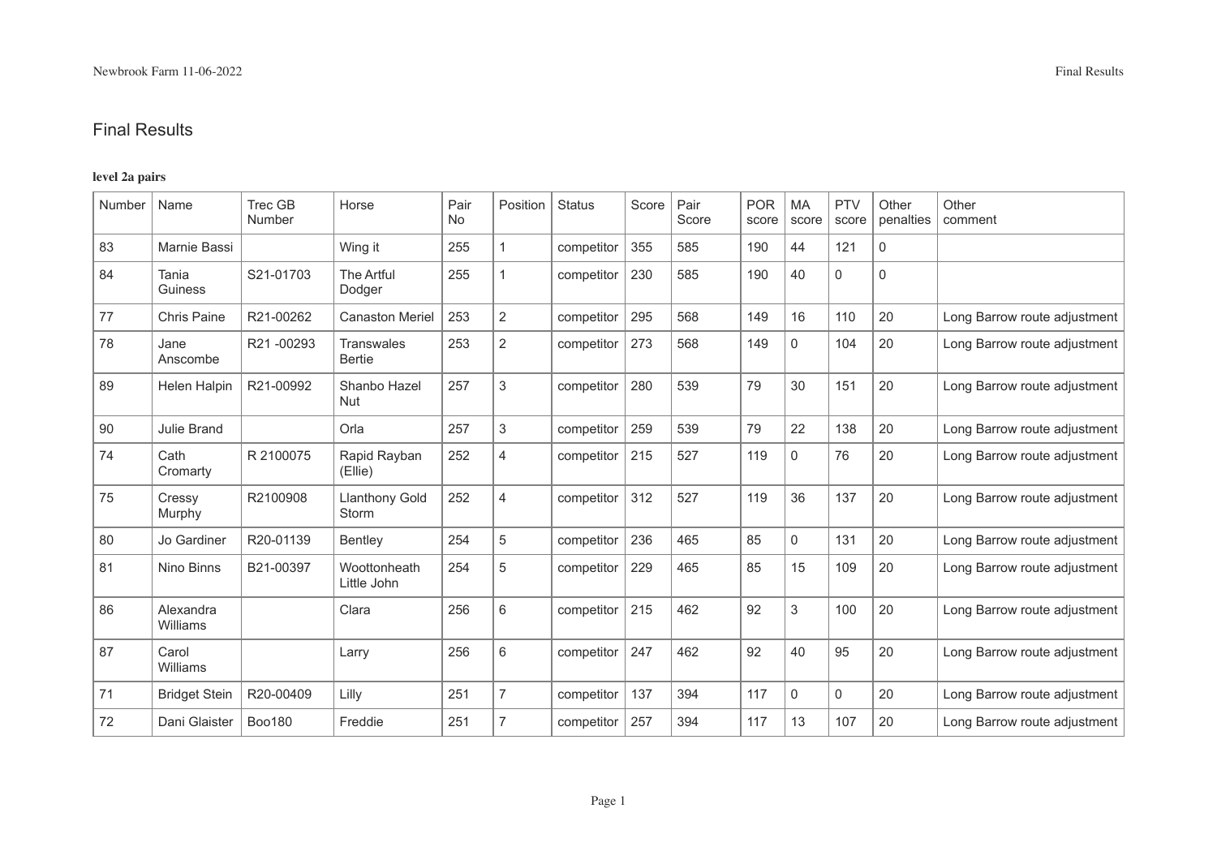# Final Results

**level 2a pairs**

| Number | Name | Trec GB Number | Horse | Pair No | Position | Status | Score | Pair Score | POR score | MA score | PTV score | Other penalties | Other comment |
|---|---|---|---|---|---|---|---|---|---|---|---|---|---|
| 83 | Marnie Bassi | | Wing it | 255 | 1 | competitor | 355 | 585 | 190 | 44 | 121 | 0 | |
| 84 | Tania Guiness | S21-01703 | The Artful Dodger | 255 | 1 | competitor | 230 | 585 | 190 | 40 | 0 | 0 | |
| 77 | Chris Paine | R21-00262 | Canaston Meriel | 253 | 2 | competitor | 295 | 568 | 149 | 16 | 110 | 20 | Long Barrow route adjustment |
| 78 | Jane Anscombe | R21 -00293 | Transwales Bertie | 253 | 2 | competitor | 273 | 568 | 149 | 0 | 104 | 20 | Long Barrow route adjustment |
| 89 | Helen Halpin | R21-00992 | Shanbo Hazel Nut | 257 | 3 | competitor | 280 | 539 | 79 | 30 | 151 | 20 | Long Barrow route adjustment |
| 90 | Julie Brand | | Orla | 257 | 3 | competitor | 259 | 539 | 79 | 22 | 138 | 20 | Long Barrow route adjustment |
| 74 | Cath Cromarty | R 2100075 | Rapid Rayban (Ellie) | 252 | 4 | competitor | 215 | 527 | 119 | 0 | 76 | 20 | Long Barrow route adjustment |
| 75 | Cressy Murphy | R2100908 | Llanthony Gold Storm | 252 | 4 | competitor | 312 | 527 | 119 | 36 | 137 | 20 | Long Barrow route adjustment |
| 80 | Jo Gardiner | R20-01139 | Bentley | 254 | 5 | competitor | 236 | 465 | 85 | 0 | 131 | 20 | Long Barrow route adjustment |
| 81 | Nino Binns | B21-00397 | Woottonheath Little John | 254 | 5 | competitor | 229 | 465 | 85 | 15 | 109 | 20 | Long Barrow route adjustment |
| 86 | Alexandra Williams | | Clara | 256 | 6 | competitor | 215 | 462 | 92 | 3 | 100 | 20 | Long Barrow route adjustment |
| 87 | Carol Williams | | Larry | 256 | 6 | competitor | 247 | 462 | 92 | 40 | 95 | 20 | Long Barrow route adjustment |
| 71 | Bridget Stein | R20-00409 | Lilly | 251 | 7 | competitor | 137 | 394 | 117 | 0 | 0 | 20 | Long Barrow route adjustment |
| 72 | Dani Glaister | Boo180 | Freddie | 251 | 7 | competitor | 257 | 394 | 117 | 13 | 107 | 20 | Long Barrow route adjustment |